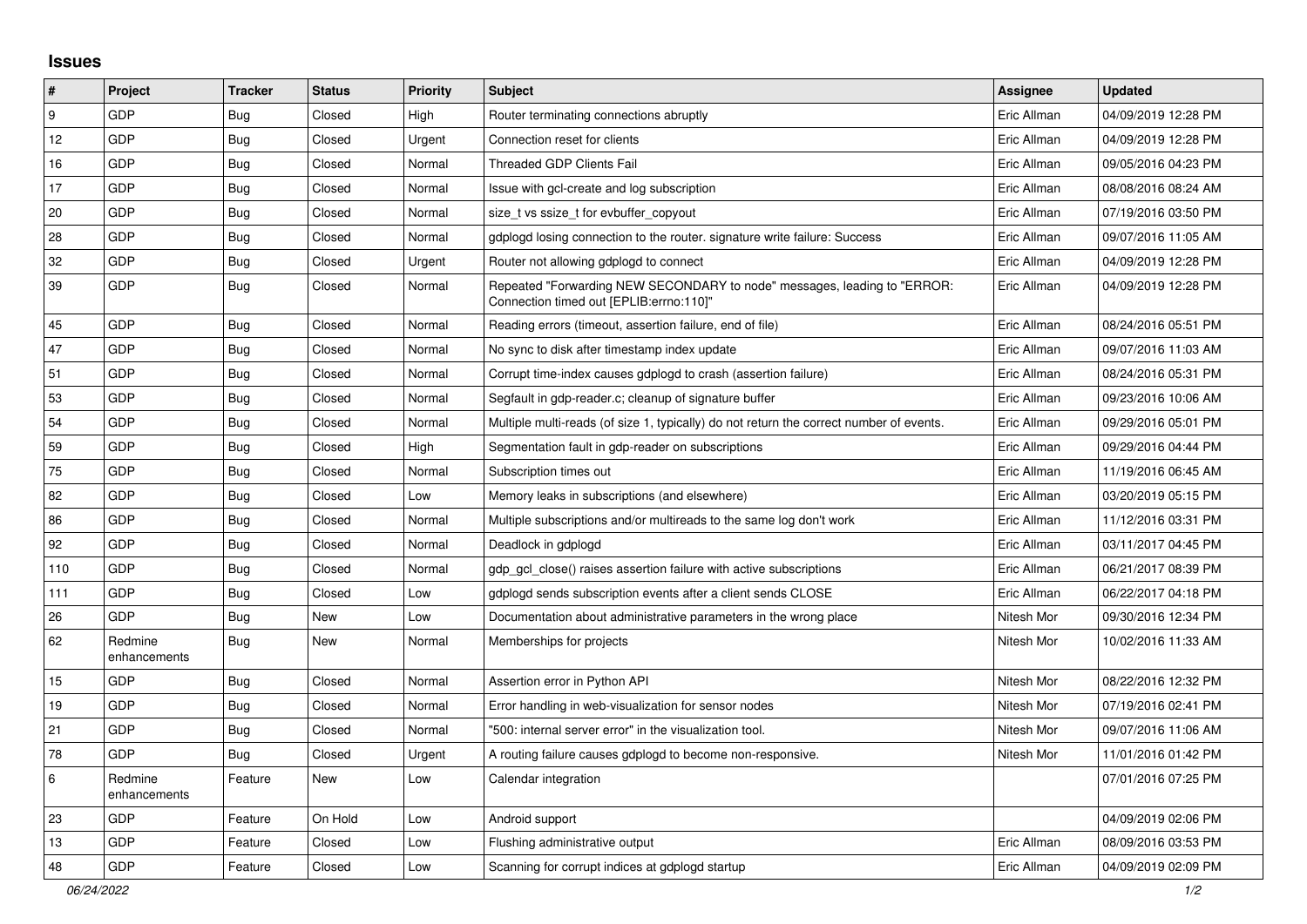# Issues

| # | Project | Tracker | Status | Priority | Subject | Assignee | Updated |
|---|---|---|---|---|---|---|---|
| 9 | GDP | Bug | Closed | High | Router terminating connections abruptly | Eric Allman | 04/09/2019 12:28 PM |
| 12 | GDP | Bug | Closed | Urgent | Connection reset for clients | Eric Allman | 04/09/2019 12:28 PM |
| 16 | GDP | Bug | Closed | Normal | Threaded GDP Clients Fail | Eric Allman | 09/05/2016 04:23 PM |
| 17 | GDP | Bug | Closed | Normal | Issue with gcl-create and log subscription | Eric Allman | 08/08/2016 08:24 AM |
| 20 | GDP | Bug | Closed | Normal | size_t vs ssize_t for evbuffer_copyout | Eric Allman | 07/19/2016 03:50 PM |
| 28 | GDP | Bug | Closed | Normal | gdplogd losing connection to the router. signature write failure: Success | Eric Allman | 09/07/2016 11:05 AM |
| 32 | GDP | Bug | Closed | Urgent | Router not allowing gdplogd to connect | Eric Allman | 04/09/2019 12:28 PM |
| 39 | GDP | Bug | Closed | Normal | Repeated "Forwarding NEW SECONDARY to node" messages, leading to "ERROR: Connection timed out [EPLIB:errno:110]" | Eric Allman | 04/09/2019 12:28 PM |
| 45 | GDP | Bug | Closed | Normal | Reading errors (timeout, assertion failure, end of file) | Eric Allman | 08/24/2016 05:51 PM |
| 47 | GDP | Bug | Closed | Normal | No sync to disk after timestamp index update | Eric Allman | 09/07/2016 11:03 AM |
| 51 | GDP | Bug | Closed | Normal | Corrupt time-index causes gdplogd to crash (assertion failure) | Eric Allman | 08/24/2016 05:31 PM |
| 53 | GDP | Bug | Closed | Normal | Segfault in gdp-reader.c; cleanup of signature buffer | Eric Allman | 09/23/2016 10:06 AM |
| 54 | GDP | Bug | Closed | Normal | Multiple multi-reads (of size 1, typically) do not return the correct number of events. | Eric Allman | 09/29/2016 05:01 PM |
| 59 | GDP | Bug | Closed | High | Segmentation fault in gdp-reader on subscriptions | Eric Allman | 09/29/2016 04:44 PM |
| 75 | GDP | Bug | Closed | Normal | Subscription times out | Eric Allman | 11/19/2016 06:45 AM |
| 82 | GDP | Bug | Closed | Low | Memory leaks in subscriptions (and elsewhere) | Eric Allman | 03/20/2019 05:15 PM |
| 86 | GDP | Bug | Closed | Normal | Multiple subscriptions and/or multireads to the same log don't work | Eric Allman | 11/12/2016 03:31 PM |
| 92 | GDP | Bug | Closed | Normal | Deadlock in gdplogd | Eric Allman | 03/11/2017 04:45 PM |
| 110 | GDP | Bug | Closed | Normal | gdp_gcl_close() raises assertion failure with active subscriptions | Eric Allman | 06/21/2017 08:39 PM |
| 111 | GDP | Bug | Closed | Low | gdplogd sends subscription events after a client sends CLOSE | Eric Allman | 06/22/2017 04:18 PM |
| 26 | GDP | Bug | New | Low | Documentation about administrative parameters in the wrong place | Nitesh Mor | 09/30/2016 12:34 PM |
| 62 | Redmine enhancements | Bug | New | Normal | Memberships for projects | Nitesh Mor | 10/02/2016 11:33 AM |
| 15 | GDP | Bug | Closed | Normal | Assertion error in Python API | Nitesh Mor | 08/22/2016 12:32 PM |
| 19 | GDP | Bug | Closed | Normal | Error handling in web-visualization for sensor nodes | Nitesh Mor | 07/19/2016 02:41 PM |
| 21 | GDP | Bug | Closed | Normal | "500: internal server error" in the visualization tool. | Nitesh Mor | 09/07/2016 11:06 AM |
| 78 | GDP | Bug | Closed | Urgent | A routing failure causes gdplogd to become non-responsive. | Nitesh Mor | 11/01/2016 01:42 PM |
| 6 | Redmine enhancements | Feature | New | Low | Calendar integration | | 07/01/2016 07:25 PM |
| 23 | GDP | Feature | On Hold | Low | Android support | | 04/09/2019 02:06 PM |
| 13 | GDP | Feature | Closed | Low | Flushing administrative output | Eric Allman | 08/09/2016 03:53 PM |
| 48 | GDP | Feature | Closed | Low | Scanning for corrupt indices at gdplogd startup | Eric Allman | 04/09/2019 02:09 PM |

*06/24/2022*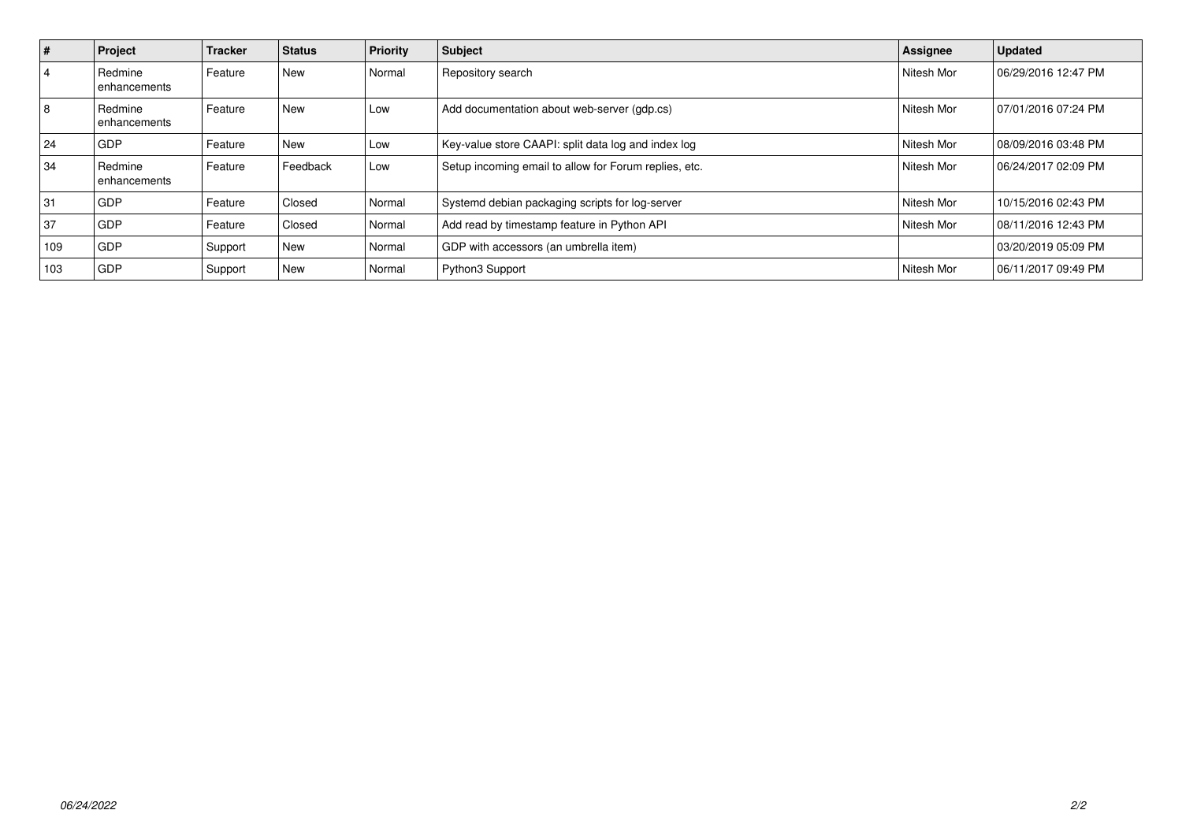| # | Project | Tracker | Status | Priority | Subject | Assignee | Updated |
|---|---|---|---|---|---|---|---|
| 4 | Redmine enhancements | Feature | New | Normal | Repository search | Nitesh Mor | 06/29/2016 12:47 PM |
| 8 | Redmine enhancements | Feature | New | Low | Add documentation about web-server (gdp.cs) | Nitesh Mor | 07/01/2016 07:24 PM |
| 24 | GDP | Feature | New | Low | Key-value store CAAPI: split data log and index log | Nitesh Mor | 08/09/2016 03:48 PM |
| 34 | Redmine enhancements | Feature | Feedback | Low | Setup incoming email to allow for Forum replies, etc. | Nitesh Mor | 06/24/2017 02:09 PM |
| 31 | GDP | Feature | Closed | Normal | Systemd debian packaging scripts for log-server | Nitesh Mor | 10/15/2016 02:43 PM |
| 37 | GDP | Feature | Closed | Normal | Add read by timestamp feature in Python API | Nitesh Mor | 08/11/2016 12:43 PM |
| 109 | GDP | Support | New | Normal | GDP with accessors (an umbrella item) | | 03/20/2019 05:09 PM |
| 103 | GDP | Support | New | Normal | Python3 Support | Nitesh Mor | 06/11/2017 09:49 PM |